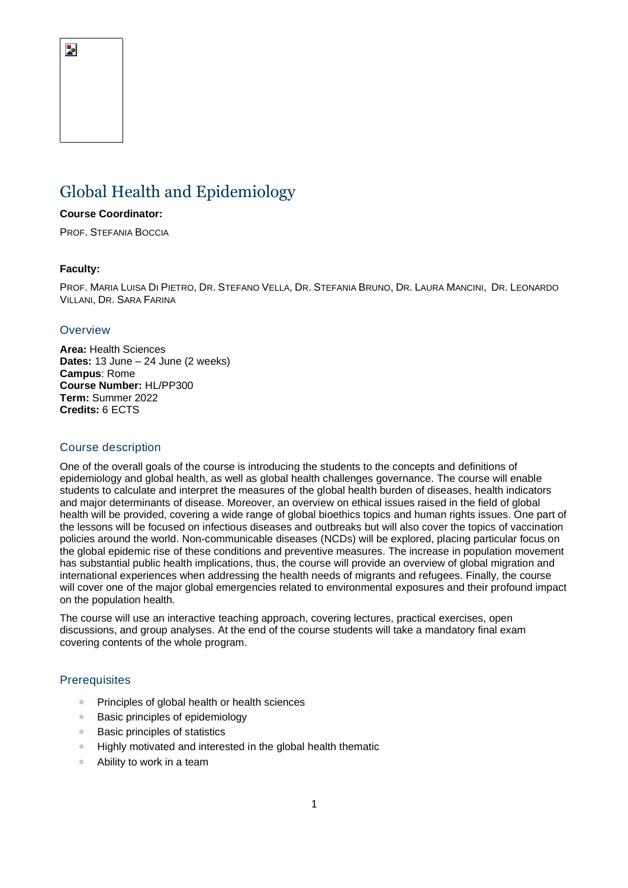# Global Health and Epidemiology

**Course Coordinator:**

PROF. STEFANIA BOCCIA

**Faculty:**

PROF. MARIA LUISA DI PIETRO, DR. STEFANO VELLA, DR. STEFANIA BRUNO, DR. LAURA MANCINI, DR. LEONARDO VILLANI, DR. SARA FARINA

## Overview

**Area:** Health Sciences
**Dates:** 13 June – 24 June (2 weeks)
**Campus**: Rome
**Course Number:** HL/PP300
**Term:** Summer 2022
**Credits:** 6 ECTS

## Course description

One of the overall goals of the course is introducing the students to the concepts and definitions of epidemiology and global health, as well as global health challenges governance. The course will enable students to calculate and interpret the measures of the global health burden of diseases, health indicators and major determinants of disease. Moreover, an overview on ethical issues raised in the field of global health will be provided, covering a wide range of global bioethics topics and human rights issues. One part of the lessons will be focused on infectious diseases and outbreaks but will also cover the topics of vaccination policies around the world. Non-communicable diseases (NCDs) will be explored, placing particular focus on the global epidemic rise of these conditions and preventive measures. The increase in population movement has substantial public health implications, thus, the course will provide an overview of global migration and international experiences when addressing the health needs of migrants and refugees. Finally, the course will cover one of the major global emergencies related to environmental exposures and their profound impact on the population health.

The course will use an interactive teaching approach, covering lectures, practical exercises, open discussions, and group analyses. At the end of the course students will take a mandatory final exam covering contents of the whole program.

## Prerequisites

- Principles of global health or health sciences
- Basic principles of epidemiology
- Basic principles of statistics
- Highly motivated and interested in the global health thematic
- Ability to work in a team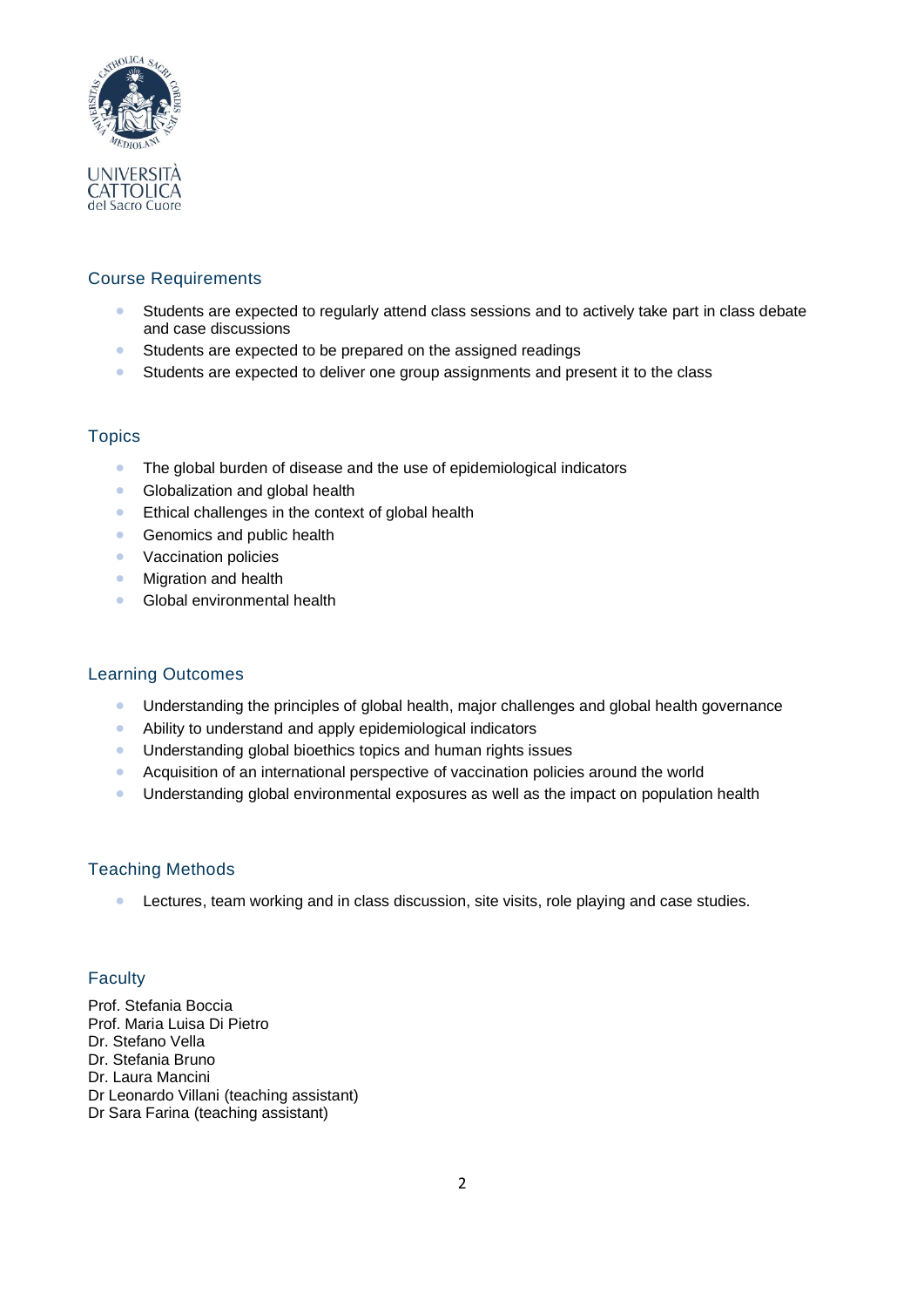## Course Requirements

- Students are expected to regularly attend class sessions and to actively take part in class debate and case discussions
- Students are expected to be prepared on the assigned readings
- Students are expected to deliver one group assignments and present it to the class

## Topics

- The global burden of disease and the use of epidemiological indicators
- Globalization and global health
- Ethical challenges in the context of global health
- Genomics and public health
- Vaccination policies
- Migration and health
- Global environmental health

## Learning Outcomes

- Understanding the principles of global health, major challenges and global health governance
- Ability to understand and apply epidemiological indicators
- Understanding global bioethics topics and human rights issues
- Acquisition of an international perspective of vaccination policies around the world
- Understanding global environmental exposures as well as the impact on population health

## Teaching Methods

- Lectures, team working and in class discussion, site visits, role playing and case studies.

## Faculty

Prof. Stefania Boccia
Prof. Maria Luisa Di Pietro
Dr. Stefano Vella
Dr. Stefania Bruno
Dr. Laura Mancini
Dr Leonardo Villani (teaching assistant)
Dr Sara Farina (teaching assistant)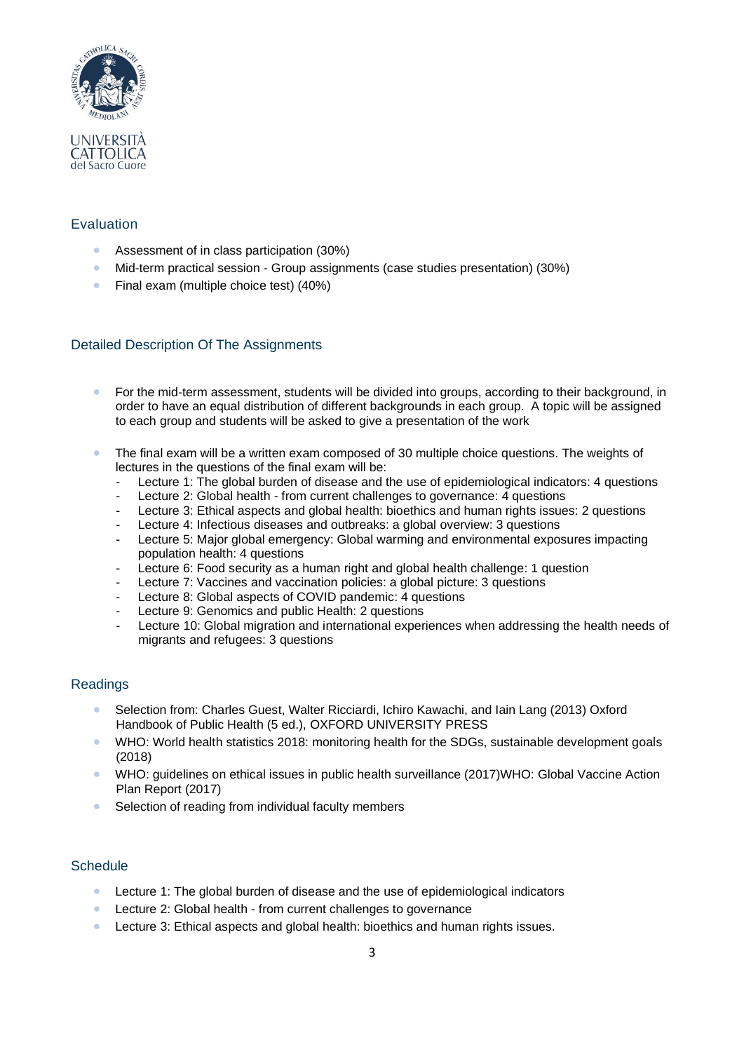## Evaluation

- Assessment of in class participation (30%)
- Mid-term practical session - Group assignments (case studies presentation) (30%)
- Final exam (multiple choice test) (40%)

## Detailed Description Of The Assignments

- For the mid-term assessment, students will be divided into groups, according to their background, in order to have an equal distribution of different backgrounds in each group. A topic will be assigned to each group and students will be asked to give a presentation of the work

- The final exam will be a written exam composed of 30 multiple choice questions. The weights of lectures in the questions of the final exam will be:
  - Lecture 1: The global burden of disease and the use of epidemiological indicators: 4 questions
  - Lecture 2: Global health - from current challenges to governance: 4 questions
  - Lecture 3: Ethical aspects and global health: bioethics and human rights issues: 2 questions
  - Lecture 4: Infectious diseases and outbreaks: a global overview: 3 questions
  - Lecture 5: Major global emergency: Global warming and environmental exposures impacting population health: 4 questions
  - Lecture 6: Food security as a human right and global health challenge: 1 question
  - Lecture 7: Vaccines and vaccination policies: a global picture: 3 questions
  - Lecture 8: Global aspects of COVID pandemic: 4 questions
  - Lecture 9: Genomics and public Health: 2 questions
  - Lecture 10: Global migration and international experiences when addressing the health needs of migrants and refugees: 3 questions

## Readings

- Selection from: Charles Guest, Walter Ricciardi, Ichiro Kawachi, and Iain Lang (2013) Oxford Handbook of Public Health (5 ed.), OXFORD UNIVERSITY PRESS
- WHO: World health statistics 2018: monitoring health for the SDGs, sustainable development goals (2018)
- WHO: guidelines on ethical issues in public health surveillance (2017)WHO: Global Vaccine Action Plan Report (2017)
- Selection of reading from individual faculty members

## Schedule

- Lecture 1: The global burden of disease and the use of epidemiological indicators
- Lecture 2: Global health - from current challenges to governance
- Lecture 3: Ethical aspects and global health: bioethics and human rights issues.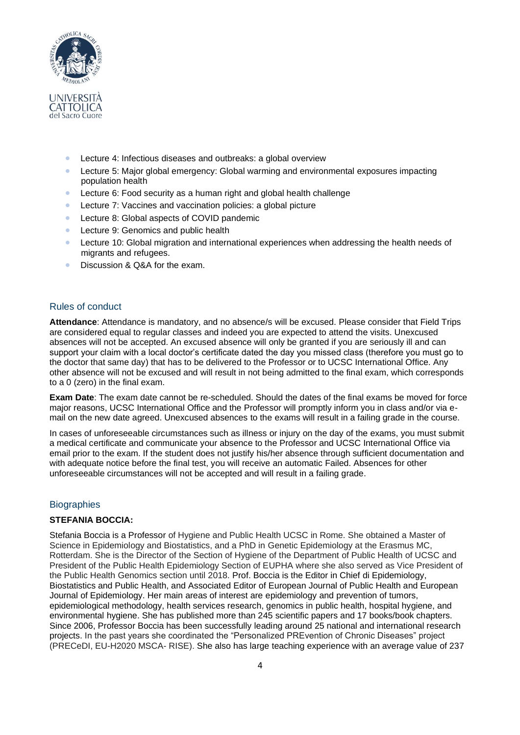- Lecture 4: Infectious diseases and outbreaks: a global overview
- Lecture 5: Major global emergency: Global warming and environmental exposures impacting population health
- Lecture 6: Food security as a human right and global health challenge
- Lecture 7: Vaccines and vaccination policies: a global picture
- Lecture 8: Global aspects of COVID pandemic
- Lecture 9: Genomics and public health
- Lecture 10: Global migration and international experiences when addressing the health needs of migrants and refugees.
- Discussion & Q&A for the exam.

## Rules of conduct

**Attendance**: Attendance is mandatory, and no absence/s will be excused. Please consider that Field Trips are considered equal to regular classes and indeed you are expected to attend the visits. Unexcused absences will not be accepted. An excused absence will only be granted if you are seriously ill and can support your claim with a local doctor's certificate dated the day you missed class (therefore you must go to the doctor that same day) that has to be delivered to the Professor or to UCSC International Office. Any other absence will not be excused and will result in not being admitted to the final exam, which corresponds to a 0 (zero) in the final exam.

**Exam Date**: The exam date cannot be re-scheduled. Should the dates of the final exams be moved for force major reasons, UCSC International Office and the Professor will promptly inform you in class and/or via e-mail on the new date agreed. Unexcused absences to the exams will result in a failing grade in the course.

In cases of unforeseeable circumstances such as illness or injury on the day of the exams, you must submit a medical certificate and communicate your absence to the Professor and UCSC International Office via email prior to the exam. If the student does not justify his/her absence through sufficient documentation and with adequate notice before the final test, you will receive an automatic Failed. Absences for other unforeseeable circumstances will not be accepted and will result in a failing grade.

## Biographies

**STEFANIA BOCCIA:**

Stefania Boccia is a Professor of Hygiene and Public Health UCSC in Rome. She obtained a Master of Science in Epidemiology and Biostatistics, and a PhD in Genetic Epidemiology at the Erasmus MC, Rotterdam. She is the Director of the Section of Hygiene of the Department of Public Health of UCSC and President of the Public Health Epidemiology Section of EUPHA where she also served as Vice President of the Public Health Genomics section until 2018. Prof. Boccia is the Editor in Chief di Epidemiology, Biostatistics and Public Health, and Associated Editor of European Journal of Public Health and European Journal of Epidemiology. Her main areas of interest are epidemiology and prevention of tumors, epidemiological methodology, health services research, genomics in public health, hospital hygiene, and environmental hygiene. She has published more than 245 scientific papers and 17 books/book chapters. Since 2006, Professor Boccia has been successfully leading around 25 national and international research projects. In the past years she coordinated the "Personalized PREvention of Chronic Diseases" project (PRECeDI, EU-H2020 MSCA- RISE). She also has large teaching experience with an average value of 237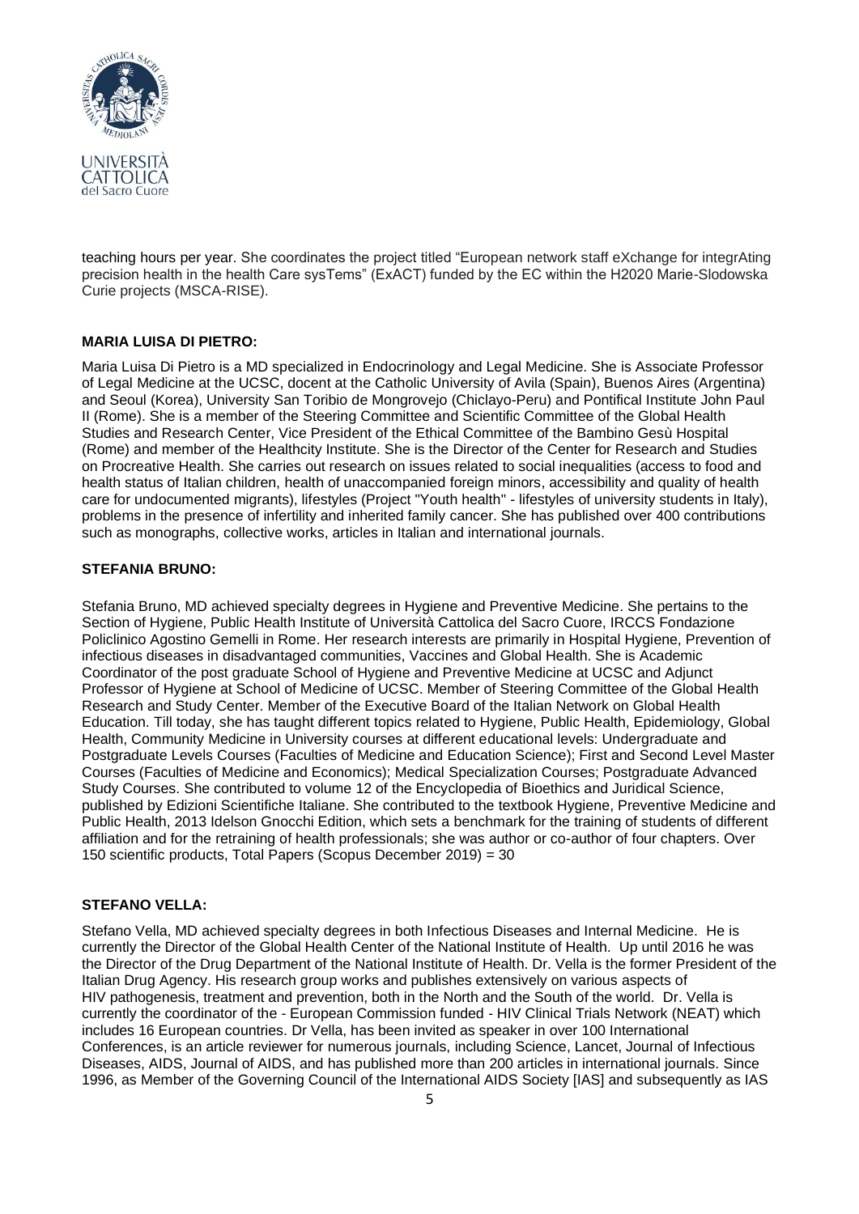teaching hours per year. She coordinates the project titled "European network staff eXchange for integrAting precision health in the health Care sysTems" (ExACT) funded by the EC within the H2020 Marie-Slodowska Curie projects (MSCA-RISE).

**MARIA LUISA DI PIETRO:**

Maria Luisa Di Pietro is a MD specialized in Endocrinology and Legal Medicine. She is Associate Professor of Legal Medicine at the UCSC, docent at the Catholic University of Avila (Spain), Buenos Aires (Argentina) and Seoul (Korea), University San Toribio de Mongrovejo (Chiclayo-Peru) and Pontifical Institute John Paul II (Rome). She is a member of the Steering Committee and Scientific Committee of the Global Health Studies and Research Center, Vice President of the Ethical Committee of the Bambino Gesù Hospital (Rome) and member of the Healthcity Institute. She is the Director of the Center for Research and Studies on Procreative Health. She carries out research on issues related to social inequalities (access to food and health status of Italian children, health of unaccompanied foreign minors, accessibility and quality of health care for undocumented migrants), lifestyles (Project "Youth health" - lifestyles of university students in Italy), problems in the presence of infertility and inherited family cancer. She has published over 400 contributions such as monographs, collective works, articles in Italian and international journals.

**STEFANIA BRUNO:**

Stefania Bruno, MD achieved specialty degrees in Hygiene and Preventive Medicine. She pertains to the Section of Hygiene, Public Health Institute of Università Cattolica del Sacro Cuore, IRCCS Fondazione Policlinico Agostino Gemelli in Rome. Her research interests are primarily in Hospital Hygiene, Prevention of infectious diseases in disadvantaged communities, Vaccines and Global Health. She is Academic Coordinator of the post graduate School of Hygiene and Preventive Medicine at UCSC and Adjunct Professor of Hygiene at School of Medicine of UCSC. Member of Steering Committee of the Global Health Research and Study Center. Member of the Executive Board of the Italian Network on Global Health Education. Till today, she has taught different topics related to Hygiene, Public Health, Epidemiology, Global Health, Community Medicine in University courses at different educational levels: Undergraduate and Postgraduate Levels Courses (Faculties of Medicine and Education Science); First and Second Level Master Courses (Faculties of Medicine and Economics); Medical Specialization Courses; Postgraduate Advanced Study Courses. She contributed to volume 12 of the Encyclopedia of Bioethics and Juridical Science, published by Edizioni Scientifiche Italiane. She contributed to the textbook Hygiene, Preventive Medicine and Public Health, 2013 Idelson Gnocchi Edition, which sets a benchmark for the training of students of different affiliation and for the retraining of health professionals; she was author or co-author of four chapters. Over 150 scientific products, Total Papers (Scopus December 2019) = 30

**STEFANO VELLA:**

Stefano Vella, MD achieved specialty degrees in both Infectious Diseases and Internal Medicine. He is currently the Director of the Global Health Center of the National Institute of Health. Up until 2016 he was the Director of the Drug Department of the National Institute of Health. Dr. Vella is the former President of the Italian Drug Agency. His research group works and publishes extensively on various aspects of HIV pathogenesis, treatment and prevention, both in the North and the South of the world. Dr. Vella is currently the coordinator of the - European Commission funded - HIV Clinical Trials Network (NEAT) which includes 16 European countries. Dr Vella, has been invited as speaker in over 100 International Conferences, is an article reviewer for numerous journals, including Science, Lancet, Journal of Infectious Diseases, AIDS, Journal of AIDS, and has published more than 200 articles in international journals. Since 1996, as Member of the Governing Council of the International AIDS Society [IAS] and subsequently as IAS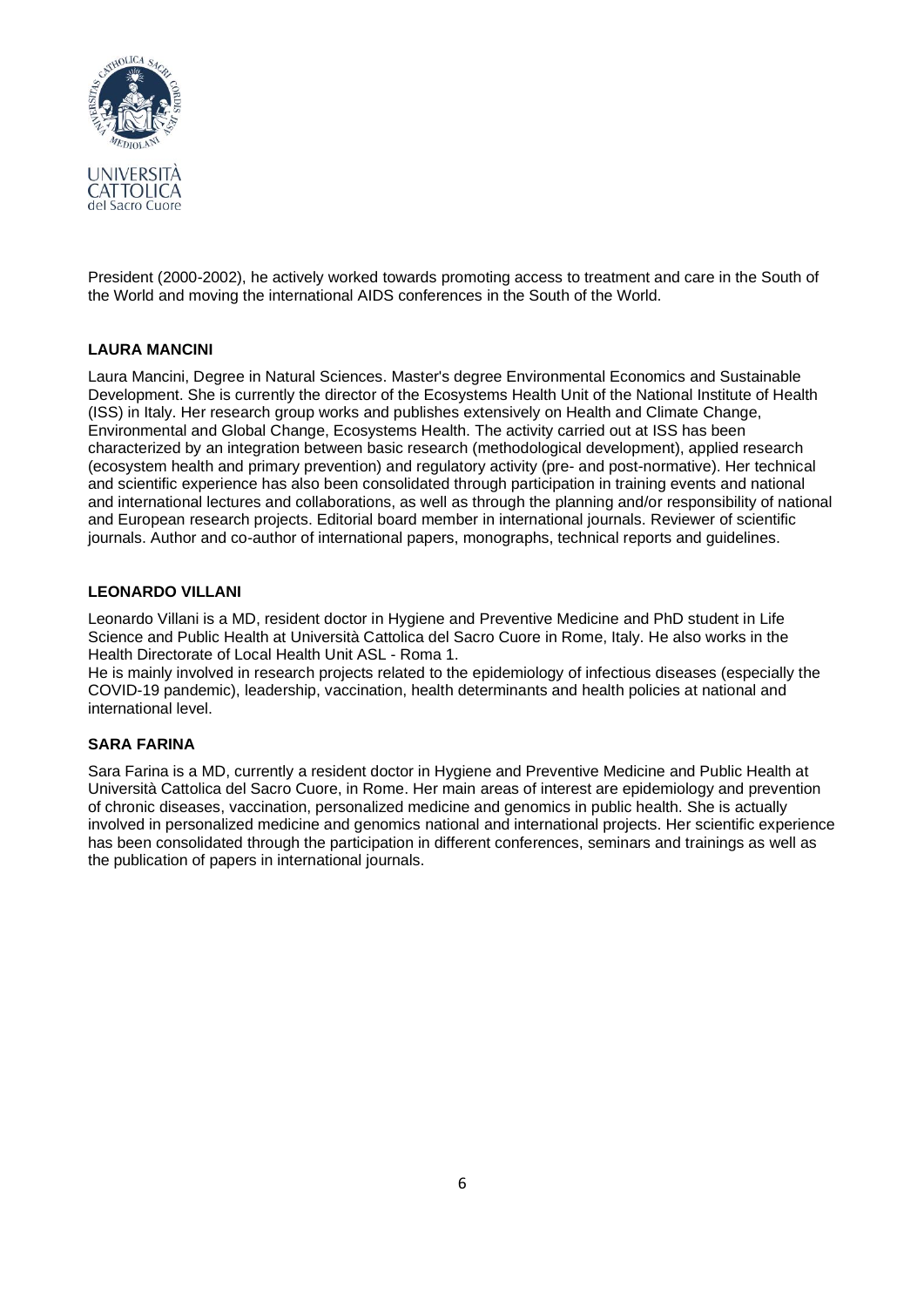President (2000-2002), he actively worked towards promoting access to treatment and care in the South of the World and moving the international AIDS conferences in the South of the World.

**LAURA MANCINI**

Laura Mancini, Degree in Natural Sciences. Master's degree Environmental Economics and Sustainable Development. She is currently the director of the Ecosystems Health Unit of the National Institute of Health (ISS) in Italy. Her research group works and publishes extensively on Health and Climate Change, Environmental and Global Change, Ecosystems Health. The activity carried out at ISS has been characterized by an integration between basic research (methodological development), applied research (ecosystem health and primary prevention) and regulatory activity (pre- and post-normative). Her technical and scientific experience has also been consolidated through participation in training events and national and international lectures and collaborations, as well as through the planning and/or responsibility of national and European research projects. Editorial board member in international journals. Reviewer of scientific journals. Author and co-author of international papers, monographs, technical reports and guidelines.

**LEONARDO VILLANI**

Leonardo Villani is a MD, resident doctor in Hygiene and Preventive Medicine and PhD student in Life Science and Public Health at Università Cattolica del Sacro Cuore in Rome, Italy. He also works in the Health Directorate of Local Health Unit ASL - Roma 1.
He is mainly involved in research projects related to the epidemiology of infectious diseases (especially the COVID-19 pandemic), leadership, vaccination, health determinants and health policies at national and international level.

**SARA FARINA**

Sara Farina is a MD, currently a resident doctor in Hygiene and Preventive Medicine and Public Health at Università Cattolica del Sacro Cuore, in Rome. Her main areas of interest are epidemiology and prevention of chronic diseases, vaccination, personalized medicine and genomics in public health. She is actually involved in personalized medicine and genomics national and international projects. Her scientific experience has been consolidated through the participation in different conferences, seminars and trainings as well as the publication of papers in international journals.